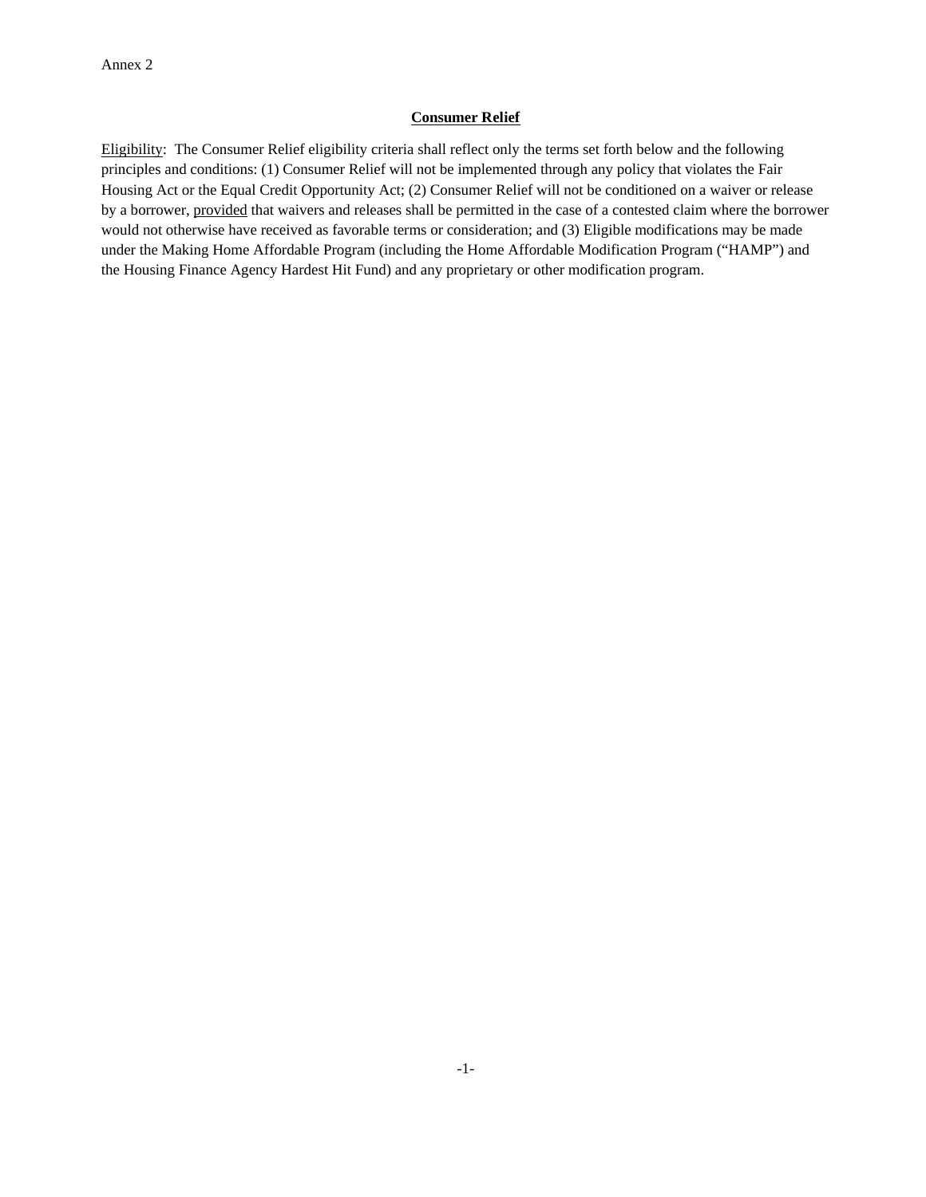Annex 2

## Consumer Relief

Eligibility: The Consumer Relief eligibility criteria shall reflect only the terms set forth below and the following principles and conditions: (1) Consumer Relief will not be implemented through any policy that violates the Fair Housing Act or the Equal Credit Opportunity Act; (2) Consumer Relief will not be conditioned on a waiver or release by a borrower, provided that waivers and releases shall be permitted in the case of a contested claim where the borrower would not otherwise have received as favorable terms or consideration; and (3) Eligible modifications may be made under the Making Home Affordable Program (including the Home Affordable Modification Program ("HAMP") and the Housing Finance Agency Hardest Hit Fund) and any proprietary or other modification program.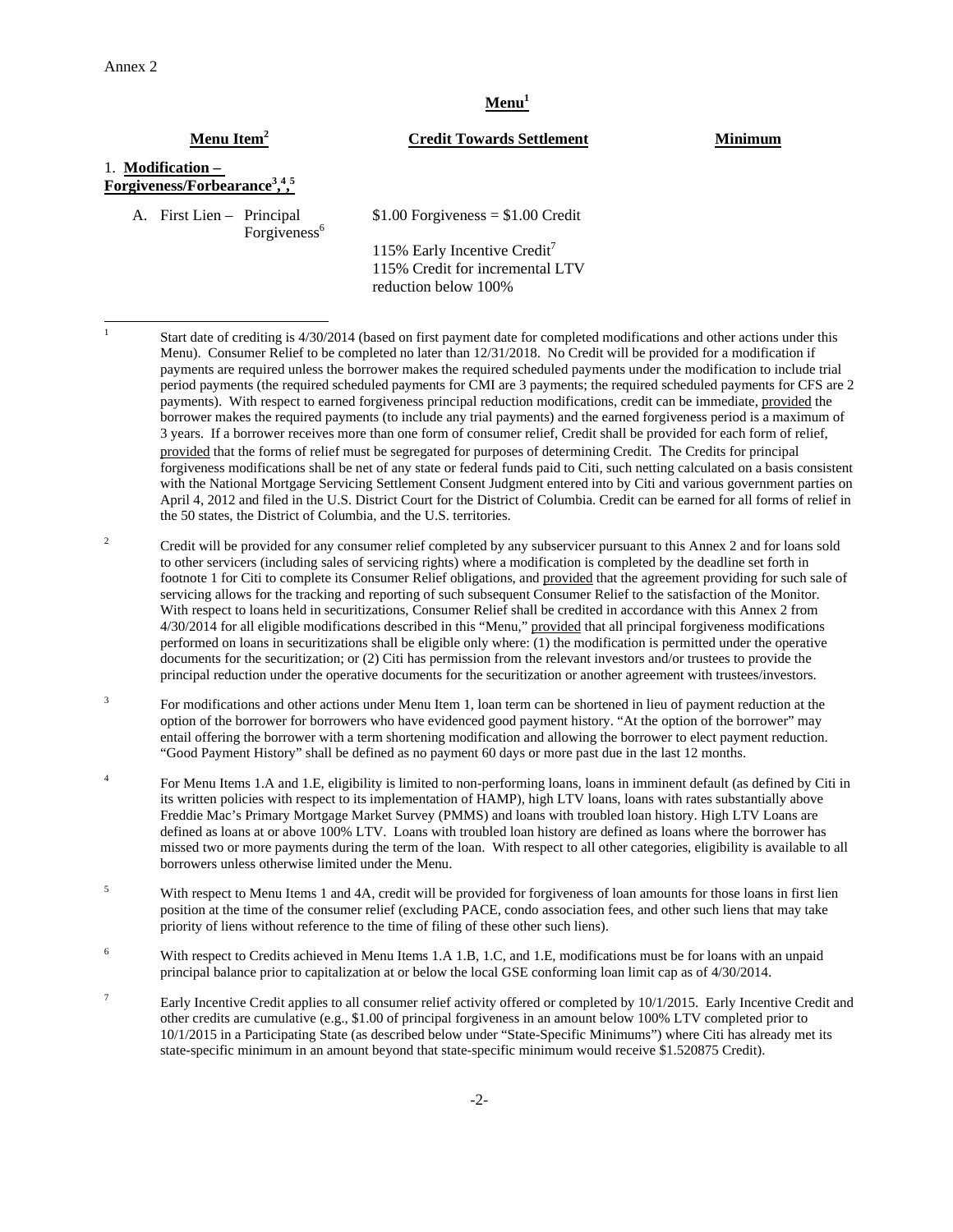Annex 2

## Menu[1]

| Menu Item[2] | Credit Towards Settlement | Minimum |
|---|---|---|
| 1. **Modification – Forgiveness/Forbearance[3],[4],[5]** | | |
| A. First Lien – Principal Forgiveness[6] | $1.00 Forgiveness = $1.00 Credit<br><br>115% Early Incentive Credit[7]<br>115% Credit for incremental LTV reduction below 100% | |

---

[1] Start date of crediting is 4/30/2014 (based on first payment date for completed modifications and other actions under this Menu). Consumer Relief to be completed no later than 12/31/2018. No Credit will be provided for a modification if payments are required unless the borrower makes the required scheduled payments under the modification to include trial period payments (the required scheduled payments for CMI are 3 payments; the required scheduled payments for CFS are 2 payments). With respect to earned forgiveness principal reduction modifications, credit can be immediate, provided the borrower makes the required payments (to include any trial payments) and the earned forgiveness period is a maximum of 3 years. If a borrower receives more than one form of consumer relief, Credit shall be provided for each form of relief, provided that the forms of relief must be segregated for purposes of determining Credit. The Credits for principal forgiveness modifications shall be net of any state or federal funds paid to Citi, such netting calculated on a basis consistent with the National Mortgage Servicing Settlement Consent Judgment entered into by Citi and various government parties on April 4, 2012 and filed in the U.S. District Court for the District of Columbia. Credit can be earned for all forms of relief in the 50 states, the District of Columbia, and the U.S. territories.

[2] Credit will be provided for any consumer relief completed by any subservicer pursuant to this Annex 2 and for loans sold to other servicers (including sales of servicing rights) where a modification is completed by the deadline set forth in footnote 1 for Citi to complete its Consumer Relief obligations, and provided that the agreement providing for such sale of servicing allows for the tracking and reporting of such subsequent Consumer Relief to the satisfaction of the Monitor. With respect to loans held in securitizations, Consumer Relief shall be credited in accordance with this Annex 2 from 4/30/2014 for all eligible modifications described in this "Menu," provided that all principal forgiveness modifications performed on loans in securitizations shall be eligible only where: (1) the modification is permitted under the operative documents for the securitization; or (2) Citi has permission from the relevant investors and/or trustees to provide the principal reduction under the operative documents for the securitization or another agreement with trustees/investors.

[3] For modifications and other actions under Menu Item 1, loan term can be shortened in lieu of payment reduction at the option of the borrower for borrowers who have evidenced good payment history. "At the option of the borrower" may entail offering the borrower with a term shortening modification and allowing the borrower to elect payment reduction. "Good Payment History" shall be defined as no payment 60 days or more past due in the last 12 months.

[4] For Menu Items 1.A and 1.E, eligibility is limited to non-performing loans, loans in imminent default (as defined by Citi in its written policies with respect to its implementation of HAMP), high LTV loans, loans with rates substantially above Freddie Mac's Primary Mortgage Market Survey (PMMS) and loans with troubled loan history. High LTV Loans are defined as loans at or above 100% LTV. Loans with troubled loan history are defined as loans where the borrower has missed two or more payments during the term of the loan. With respect to all other categories, eligibility is available to all borrowers unless otherwise limited under the Menu.

[5] With respect to Menu Items 1 and 4A, credit will be provided for forgiveness of loan amounts for those loans in first lien position at the time of the consumer relief (excluding PACE, condo association fees, and other such liens that may take priority of liens without reference to the time of filing of these other such liens).

[6] With respect to Credits achieved in Menu Items 1.A 1.B, 1.C, and 1.E, modifications must be for loans with an unpaid principal balance prior to capitalization at or below the local GSE conforming loan limit cap as of 4/30/2014.

[7] Early Incentive Credit applies to all consumer relief activity offered or completed by 10/1/2015. Early Incentive Credit and other credits are cumulative (e.g., $1.00 of principal forgiveness in an amount below 100% LTV completed prior to 10/1/2015 in a Participating State (as described below under "State-Specific Minimums") where Citi has already met its state-specific minimum in an amount beyond that state-specific minimum would receive $1.520875 Credit).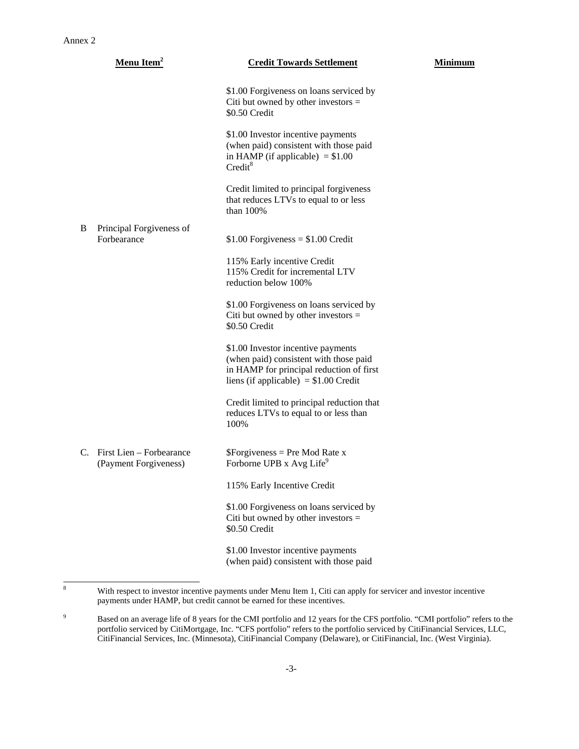Annex 2

| Menu Item[2] | Credit Towards Settlement | Minimum |
|---|---|---|
| | $1.00 Forgiveness on loans serviced by Citi but owned by other investors = $0.50 Credit | |
| | $1.00 Investor incentive payments (when paid) consistent with those paid in HAMP (if applicable) = $1.00 Credit[8] | |
| | Credit limited to principal forgiveness that reduces LTVs to equal to or less than 100% | |
| B Principal Forgiveness of Forbearance | $1.00 Forgiveness = $1.00 Credit | |
| | 115% Early incentive Credit<br>115% Credit for incremental LTV reduction below 100% | |
| | $1.00 Forgiveness on loans serviced by Citi but owned by other investors = $0.50 Credit | |
| | $1.00 Investor incentive payments (when paid) consistent with those paid in HAMP for principal reduction of first liens (if applicable) = $1.00 Credit | |
| | Credit limited to principal reduction that reduces LTVs to equal to or less than 100% | |
| C. First Lien – Forbearance (Payment Forgiveness) | $Forgiveness = Pre Mod Rate x Forborne UPB x Avg Life[9] | |
| | 115% Early Incentive Credit | |
| | $1.00 Forgiveness on loans serviced by Citi but owned by other investors = $0.50 Credit | |
| | $1.00 Investor incentive payments (when paid) consistent with those paid | |

[8] With respect to investor incentive payments under Menu Item 1, Citi can apply for servicer and investor incentive payments under HAMP, but credit cannot be earned for these incentives.

[9] Based on an average life of 8 years for the CMI portfolio and 12 years for the CFS portfolio. "CMI portfolio" refers to the portfolio serviced by CitiMortgage, Inc. "CFS portfolio" refers to the portfolio serviced by CitiFinancial Services, LLC, CitiFinancial Services, Inc. (Minnesota), CitiFinancial Company (Delaware), or CitiFinancial, Inc. (West Virginia).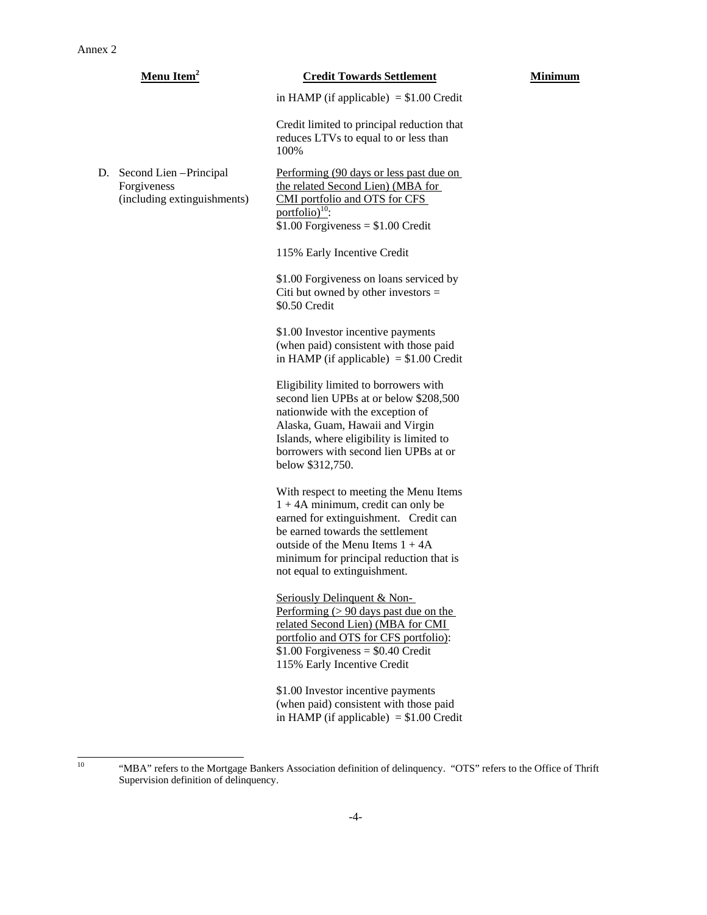Annex 2

| Menu Item[2] | Credit Towards Settlement | Minimum |
|---|---|---|
| | in HAMP (if applicable) = $1.00 Credit<br><br>Credit limited to principal reduction that reduces LTVs to equal to or less than 100% | |
| D. Second Lien – Principal Forgiveness (including extinguishments) | Performing (90 days or less past due on the related Second Lien) (MBA for CMI portfolio and OTS for CFS portfolio)[10]:<br>$1.00 Forgiveness = $1.00 Credit<br><br>115% Early Incentive Credit<br><br>$1.00 Forgiveness on loans serviced by Citi but owned by other investors = $0.50 Credit<br><br>$1.00 Investor incentive payments (when paid) consistent with those paid in HAMP (if applicable) = $1.00 Credit<br><br>Eligibility limited to borrowers with second lien UPBs at or below $208,500 nationwide with the exception of Alaska, Guam, Hawaii and Virgin Islands, where eligibility is limited to borrowers with second lien UPBs at or below $312,750.<br><br>With respect to meeting the Menu Items 1 + 4A minimum, credit can only be earned for extinguishment. Credit can be earned towards the settlement outside of the Menu Items 1 + 4A minimum for principal reduction that is not equal to extinguishment.<br><br>Seriously Delinquent & Non-Performing (> 90 days past due on the related Second Lien) (MBA for CMI portfolio and OTS for CFS portfolio):<br>$1.00 Forgiveness = $0.40 Credit<br>115% Early Incentive Credit<br><br>$1.00 Investor incentive payments (when paid) consistent with those paid in HAMP (if applicable) = $1.00 Credit | |

[10] "MBA" refers to the Mortgage Bankers Association definition of delinquency. "OTS" refers to the Office of Thrift Supervision definition of delinquency.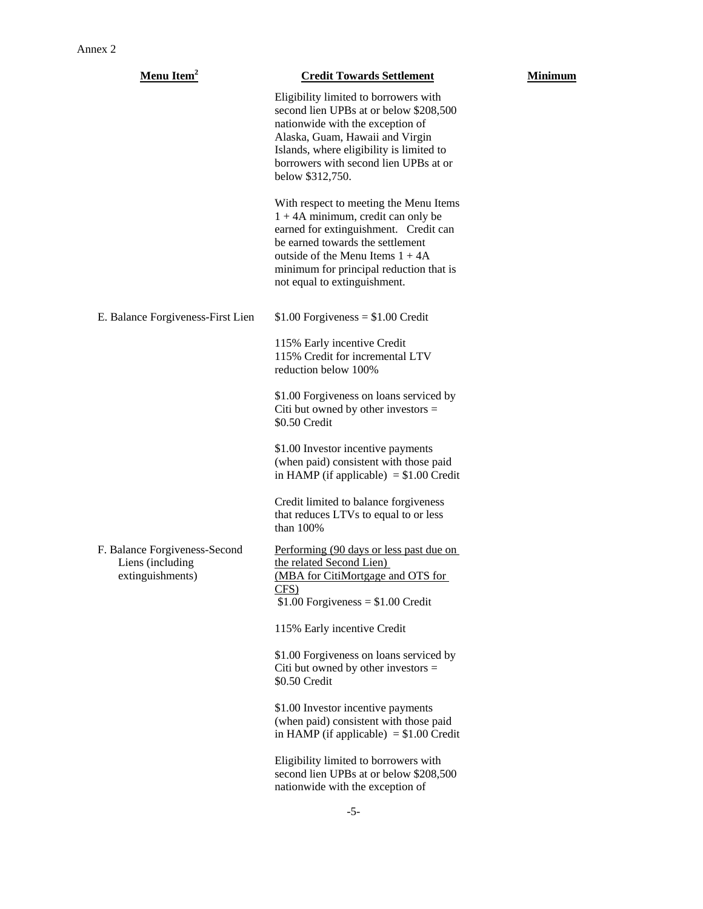Annex 2

| Menu Item[2] | Credit Towards Settlement | Minimum |
|---|---|---|
| | Eligibility limited to borrowers with second lien UPBs at or below $208,500 nationwide with the exception of Alaska, Guam, Hawaii and Virgin Islands, where eligibility is limited to borrowers with second lien UPBs at or below $312,750.<br><br>With respect to meeting the Menu Items 1 + 4A minimum, credit can only be earned for extinguishment. Credit can be earned towards the settlement outside of the Menu Items 1 + 4A minimum for principal reduction that is not equal to extinguishment. | |
| E. Balance Forgiveness-First Lien | $1.00 Forgiveness = $1.00 Credit<br><br>115% Early incentive Credit<br>115% Credit for incremental LTV reduction below 100%<br><br>$1.00 Forgiveness on loans serviced by Citi but owned by other investors = $0.50 Credit<br><br>$1.00 Investor incentive payments (when paid) consistent with those paid in HAMP (if applicable) = $1.00 Credit<br><br>Credit limited to balance forgiveness that reduces LTVs to equal to or less than 100% | |
| F. Balance Forgiveness-Second Liens (including extinguishments) | <u>Performing (90 days or less past due on the related Second Lien) (MBA for CitiMortgage and OTS for CFS)</u><br>$1.00 Forgiveness = $1.00 Credit<br><br>115% Early incentive Credit<br><br>$1.00 Forgiveness on loans serviced by Citi but owned by other investors = $0.50 Credit<br><br>$1.00 Investor incentive payments (when paid) consistent with those paid in HAMP (if applicable) = $1.00 Credit<br><br>Eligibility limited to borrowers with second lien UPBs at or below $208,500 nationwide with the exception of | |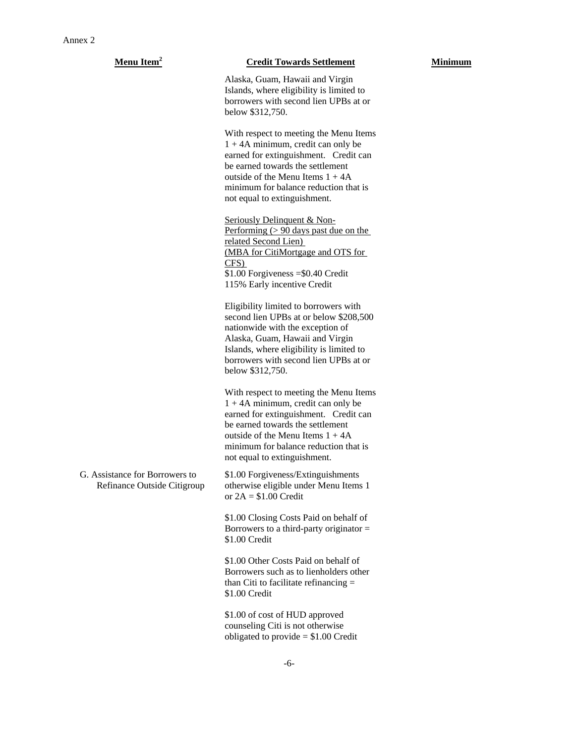Annex 2

| Menu Item[2] | Credit Towards Settlement | Minimum |
|---|---|---|
| | Alaska, Guam, Hawaii and Virgin Islands, where eligibility is limited to borrowers with second lien UPBs at or below $312,750.<br><br>With respect to meeting the Menu Items 1 + 4A minimum, credit can only be earned for extinguishment. Credit can be earned towards the settlement outside of the Menu Items 1 + 4A minimum for balance reduction that is not equal to extinguishment.<br><br><u>Seriously Delinquent & Non-Performing (> 90 days past due on the related Second Lien) (MBA for CitiMortgage and OTS for CFS)</u><br>$1.00 Forgiveness =$0.40 Credit<br>115% Early incentive Credit<br><br>Eligibility limited to borrowers with second lien UPBs at or below $208,500 nationwide with the exception of Alaska, Guam, Hawaii and Virgin Islands, where eligibility is limited to borrowers with second lien UPBs at or below $312,750.<br><br>With respect to meeting the Menu Items 1 + 4A minimum, credit can only be earned for extinguishment. Credit can be earned towards the settlement outside of the Menu Items 1 + 4A minimum for balance reduction that is not equal to extinguishment. | |
| G. Assistance for Borrowers to Refinance Outside Citigroup | $1.00 Forgiveness/Extinguishments otherwise eligible under Menu Items 1 or 2A = $1.00 Credit<br><br>$1.00 Closing Costs Paid on behalf of Borrowers to a third-party originator = $1.00 Credit<br><br>$1.00 Other Costs Paid on behalf of Borrowers such as to lienholders other than Citi to facilitate refinancing = $1.00 Credit<br><br>$1.00 of cost of HUD approved counseling Citi is not otherwise obligated to provide = $1.00 Credit | |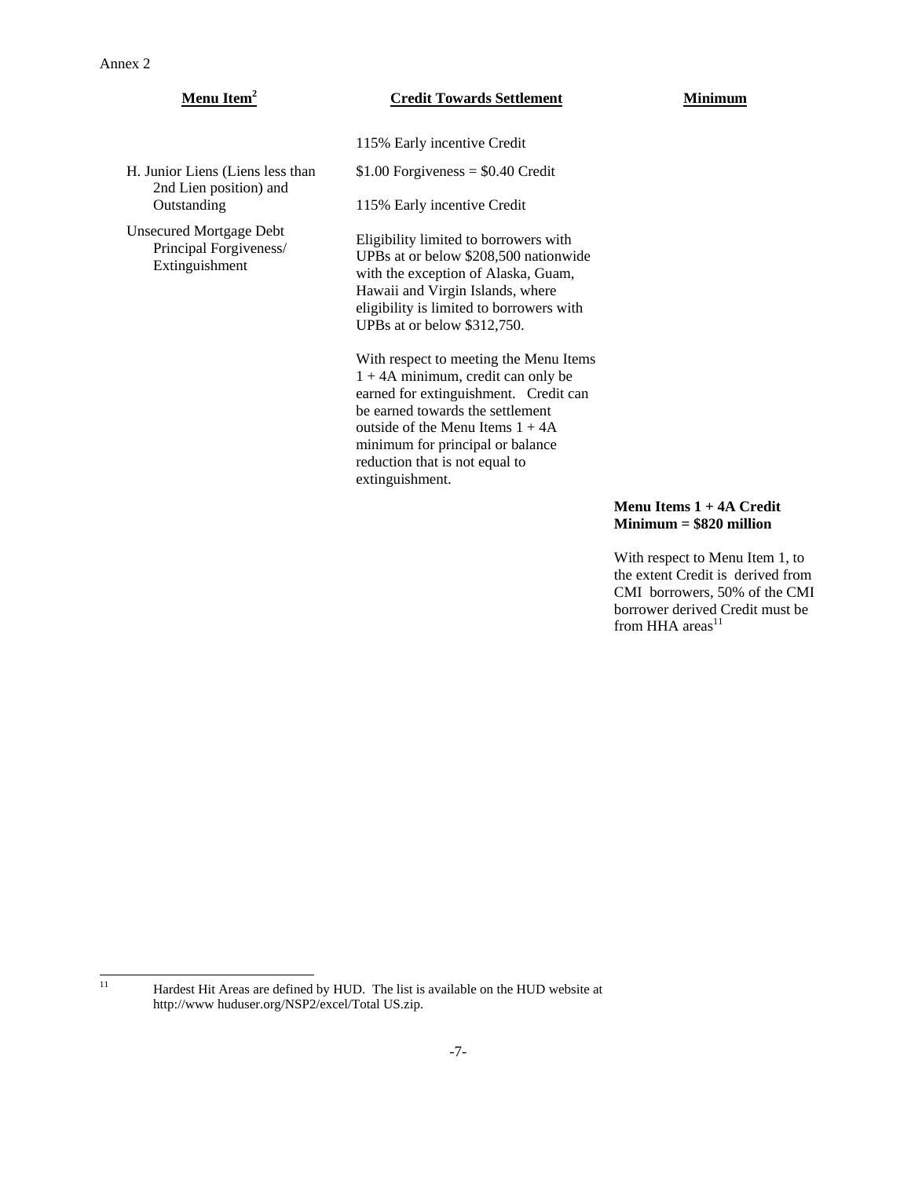Annex 2

| Menu Item[2] | Credit Towards Settlement | Minimum |
|---|---|---|
| | 115% Early incentive Credit | |
| H. Junior Liens (Liens less than 2nd Lien position) and Outstanding | $1.00 Forgiveness = $0.40 Credit<br><br>115% Early incentive Credit | |
| Unsecured Mortgage Debt Principal Forgiveness/ Extinguishment | Eligibility limited to borrowers with UPBs at or below $208,500 nationwide with the exception of Alaska, Guam, Hawaii and Virgin Islands, where eligibility is limited to borrowers with UPBs at or below $312,750.<br><br>With respect to meeting the Menu Items 1 + 4A minimum, credit can only be earned for extinguishment. Credit can be earned towards the settlement outside of the Menu Items 1 + 4A minimum for principal or balance reduction that is not equal to extinguishment. | |
| | | **Menu Items 1 + 4A Credit Minimum = $820 million**<br><br>With respect to Menu Item 1, to the extent Credit is derived from CMI borrowers, 50% of the CMI borrower derived Credit must be from HHA areas[11] |

---

[11] Hardest Hit Areas are defined by HUD. The list is available on the HUD website at http://www huduser.org/NSP2/excel/Total US.zip.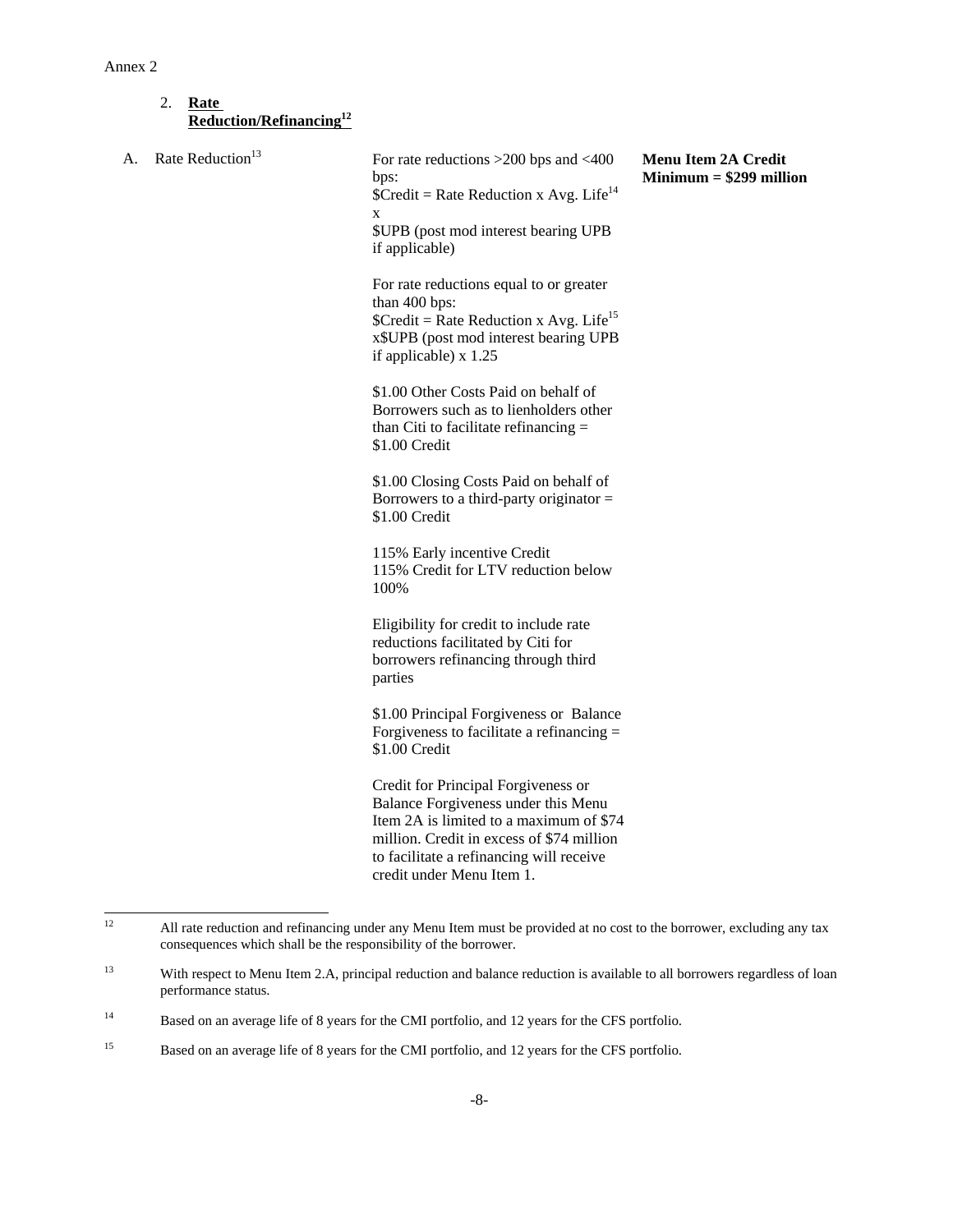Annex 2

2. **Rate Reduction/Refinancing**[12]

| | | |
|---|---|---|
| A. Rate Reduction[13] | For rate reductions >200 bps and <400 bps:<br>$Credit = Rate Reduction x Avg. Life[14] x $UPB (post mod interest bearing UPB if applicable)<br><br>For rate reductions equal to or greater than 400 bps:<br>$Credit = Rate Reduction x Avg. Life[15] x$UPB (post mod interest bearing UPB if applicable) x 1.25<br><br>$1.00 Other Costs Paid on behalf of Borrowers such as to lienholders other than Citi to facilitate refinancing = $1.00 Credit<br><br>$1.00 Closing Costs Paid on behalf of Borrowers to a third-party originator = $1.00 Credit<br><br>115% Early incentive Credit<br>115% Credit for LTV reduction below 100%<br><br>Eligibility for credit to include rate reductions facilitated by Citi for borrowers refinancing through third parties<br><br>$1.00 Principal Forgiveness or Balance Forgiveness to facilitate a refinancing = $1.00 Credit<br><br>Credit for Principal Forgiveness or Balance Forgiveness under this Menu Item 2A is limited to a maximum of $74 million. Credit in excess of $74 million to facilitate a refinancing will receive credit under Menu Item 1. | **Menu Item 2A Credit Minimum = $299 million** |

---

[12] All rate reduction and refinancing under any Menu Item must be provided at no cost to the borrower, excluding any tax consequences which shall be the responsibility of the borrower.

[13] With respect to Menu Item 2.A, principal reduction and balance reduction is available to all borrowers regardless of loan performance status.

[14] Based on an average life of 8 years for the CMI portfolio, and 12 years for the CFS portfolio.

[15] Based on an average life of 8 years for the CMI portfolio, and 12 years for the CFS portfolio.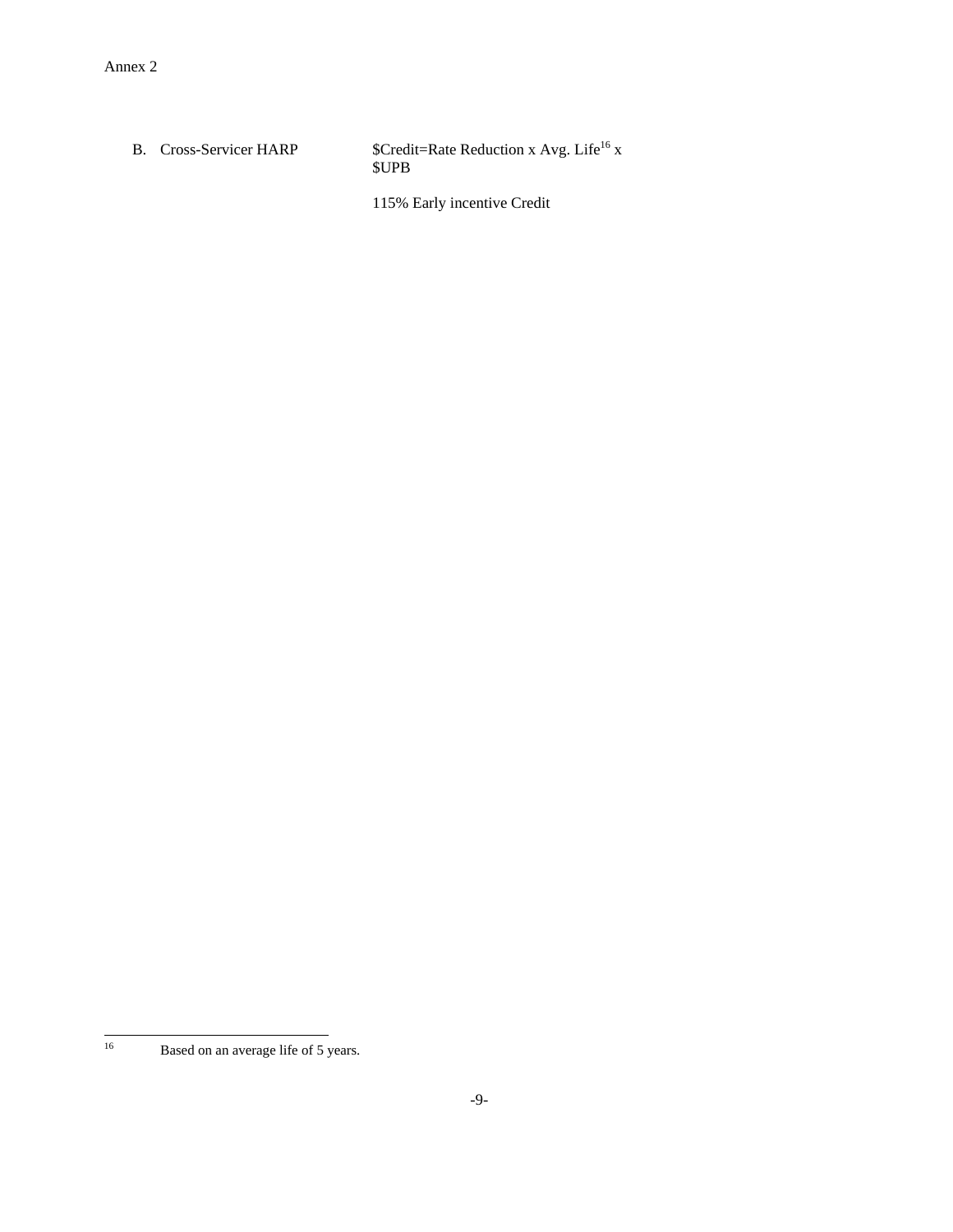Annex 2

| B. Cross-Servicer HARP | \$Credit=Rate Reduction x Avg. Life[16] x \$UPB<br><br>115% Early incentive Credit |
|---|---|

[16] Based on an average life of 5 years.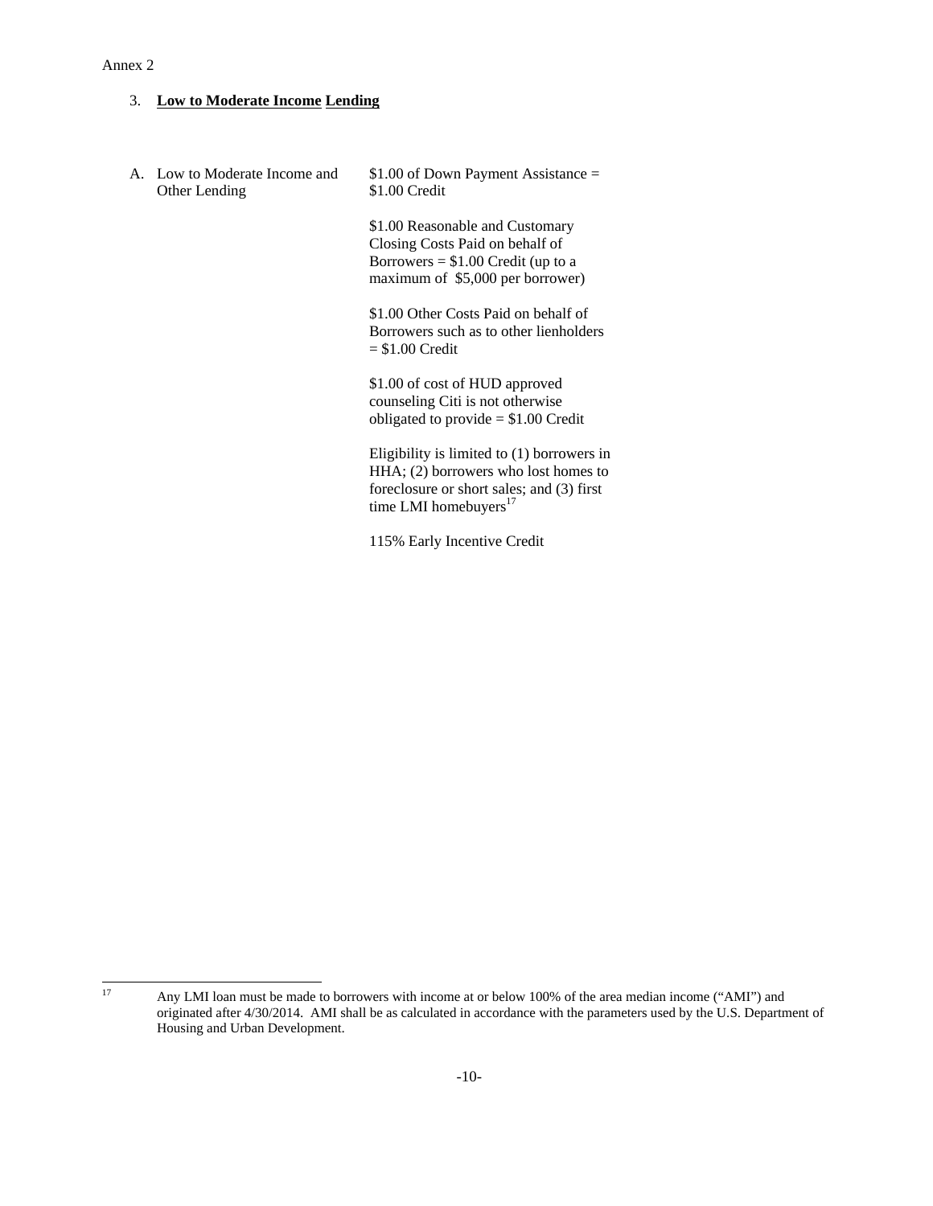Annex 2

3. **<u>Low to Moderate Income</u> <u>Lending</u>**

| | |
|---|---|
| A. Low to Moderate Income and Other Lending | $1.00 of Down Payment Assistance = $1.00 Credit<br><br>$1.00 Reasonable and Customary Closing Costs Paid on behalf of Borrowers = $1.00 Credit (up to a maximum of $5,000 per borrower)<br><br>$1.00 Other Costs Paid on behalf of Borrowers such as to other lienholders = $1.00 Credit<br><br>$1.00 of cost of HUD approved counseling Citi is not otherwise obligated to provide = $1.00 Credit<br><br>Eligibility is limited to (1) borrowers in HHA; (2) borrowers who lost homes to foreclosure or short sales; and (3) first time LMI homebuyers[17]<br><br>115% Early Incentive Credit |

[17] Any LMI loan must be made to borrowers with income at or below 100% of the area median income ("AMI") and originated after 4/30/2014. AMI shall be as calculated in accordance with the parameters used by the U.S. Department of Housing and Urban Development.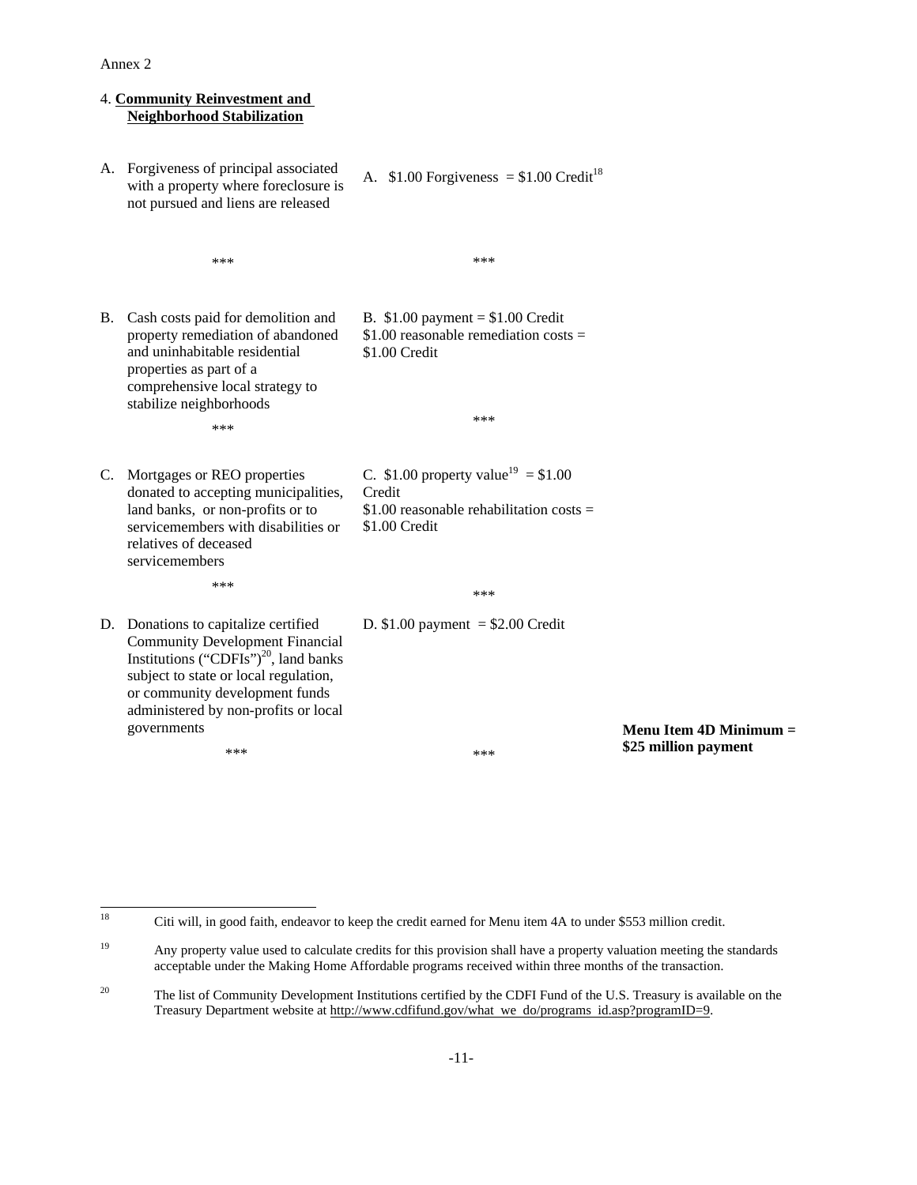Annex 2

4. **Community Reinvestment and Neighborhood Stabilization**

| | | |
|---|---|---|
| A. Forgiveness of principal associated with a property where foreclosure is not pursued and liens are released | A. \$1.00 Forgiveness = \$1.00 Credit[18] | |
| *** | *** | |
| B. Cash costs paid for demolition and property remediation of abandoned and uninhabitable residential properties as part of a comprehensive local strategy to stabilize neighborhoods | B. \$1.00 payment = \$1.00 Credit<br>\$1.00 reasonable remediation costs = \$1.00 Credit | |
| *** | *** | |
| C. Mortgages or REO properties donated to accepting municipalities, land banks, or non-profits or to servicemembers with disabilities or relatives of deceased servicemembers | C. \$1.00 property value[19] = \$1.00 Credit<br>\$1.00 reasonable rehabilitation costs = \$1.00 Credit | |
| *** | *** | |
| D. Donations to capitalize certified Community Development Financial Institutions ("CDFIs")[20], land banks subject to state or local regulation, or community development funds administered by non-profits or local governments | D. \$1.00 payment = \$2.00 Credit | **Menu Item 4D Minimum = \$25 million payment** |
| *** | *** | |

[18] Citi will, in good faith, endeavor to keep the credit earned for Menu item 4A to under \$553 million credit.

[19] Any property value used to calculate credits for this provision shall have a property valuation meeting the standards acceptable under the Making Home Affordable programs received within three months of the transaction.

[20] The list of Community Development Institutions certified by the CDFI Fund of the U.S. Treasury is available on the Treasury Department website at http://www.cdfifund.gov/what_we_do/programs_id.asp?programID=9.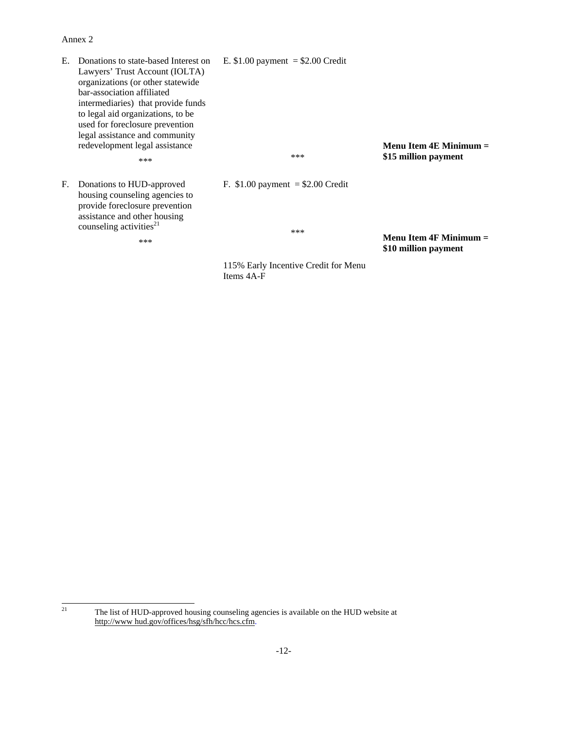Annex 2

| | | |
|---|---|---|
| E. Donations to state-based Interest on Lawyers' Trust Account (IOLTA) organizations (or other statewide bar-association affiliated intermediaries) that provide funds to legal aid organizations, to be used for foreclosure prevention legal assistance and community redevelopment legal assistance | E. \$1.00 payment = \$2.00 Credit | |
| *** | *** | **Menu Item 4E Minimum = \$15 million payment** |
| F. Donations to HUD-approved housing counseling agencies to provide foreclosure prevention assistance and other housing counseling activities[21] | F. \$1.00 payment = \$2.00 Credit | |
| *** | *** | **Menu Item 4F Minimum = \$10 million payment** |
| | 115% Early Incentive Credit for Menu Items 4A-F | |

[21] The list of HUD-approved housing counseling agencies is available on the HUD website at http://www hud.gov/offices/hsg/sfh/hcc/hcs.cfm.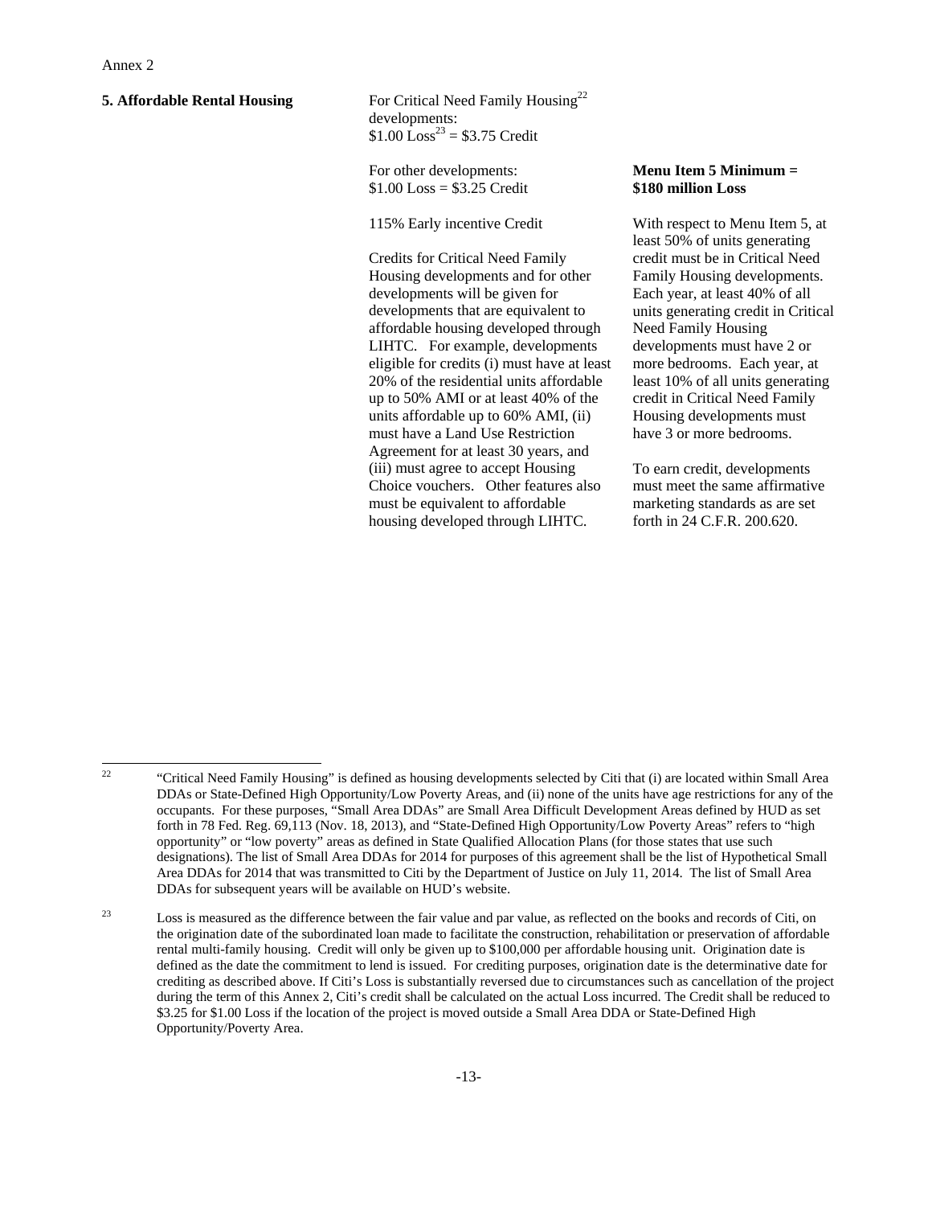Annex 2

**5. Affordable Rental Housing**

For Critical Need Family Housing[22] developments:
\$1.00 Loss[23] = \$3.75 Credit

For other developments:
\$1.00 Loss = \$3.25 Credit

115% Early incentive Credit

Credits for Critical Need Family Housing developments and for other developments will be given for developments that are equivalent to affordable housing developed through LIHTC. For example, developments eligible for credits (i) must have at least 20% of the residential units affordable up to 50% AMI or at least 40% of the units affordable up to 60% AMI, (ii) must have a Land Use Restriction Agreement for at least 30 years, and (iii) must agree to accept Housing Choice vouchers. Other features also must be equivalent to affordable housing developed through LIHTC.

**Menu Item 5 Minimum = \$180 million Loss**

With respect to Menu Item 5, at least 50% of units generating credit must be in Critical Need Family Housing developments. Each year, at least 40% of all units generating credit in Critical Need Family Housing developments must have 2 or more bedrooms. Each year, at least 10% of all units generating credit in Critical Need Family Housing developments must have 3 or more bedrooms.

To earn credit, developments must meet the same affirmative marketing standards as are set forth in 24 C.F.R. 200.620.

---

[22] "Critical Need Family Housing" is defined as housing developments selected by Citi that (i) are located within Small Area DDAs or State-Defined High Opportunity/Low Poverty Areas, and (ii) none of the units have age restrictions for any of the occupants. For these purposes, "Small Area DDAs" are Small Area Difficult Development Areas defined by HUD as set forth in 78 Fed. Reg. 69,113 (Nov. 18, 2013), and "State-Defined High Opportunity/Low Poverty Areas" refers to "high opportunity" or "low poverty" areas as defined in State Qualified Allocation Plans (for those states that use such designations). The list of Small Area DDAs for 2014 for purposes of this agreement shall be the list of Hypothetical Small Area DDAs for 2014 that was transmitted to Citi by the Department of Justice on July 11, 2014. The list of Small Area DDAs for subsequent years will be available on HUD's website.

[23] Loss is measured as the difference between the fair value and par value, as reflected on the books and records of Citi, on the origination date of the subordinated loan made to facilitate the construction, rehabilitation or preservation of affordable rental multi-family housing. Credit will only be given up to \$100,000 per affordable housing unit. Origination date is defined as the date the commitment to lend is issued. For crediting purposes, origination date is the determinative date for crediting as described above. If Citi's Loss is substantially reversed due to circumstances such as cancellation of the project during the term of this Annex 2, Citi's credit shall be calculated on the actual Loss incurred. The Credit shall be reduced to \$3.25 for \$1.00 Loss if the location of the project is moved outside a Small Area DDA or State-Defined High Opportunity/Poverty Area.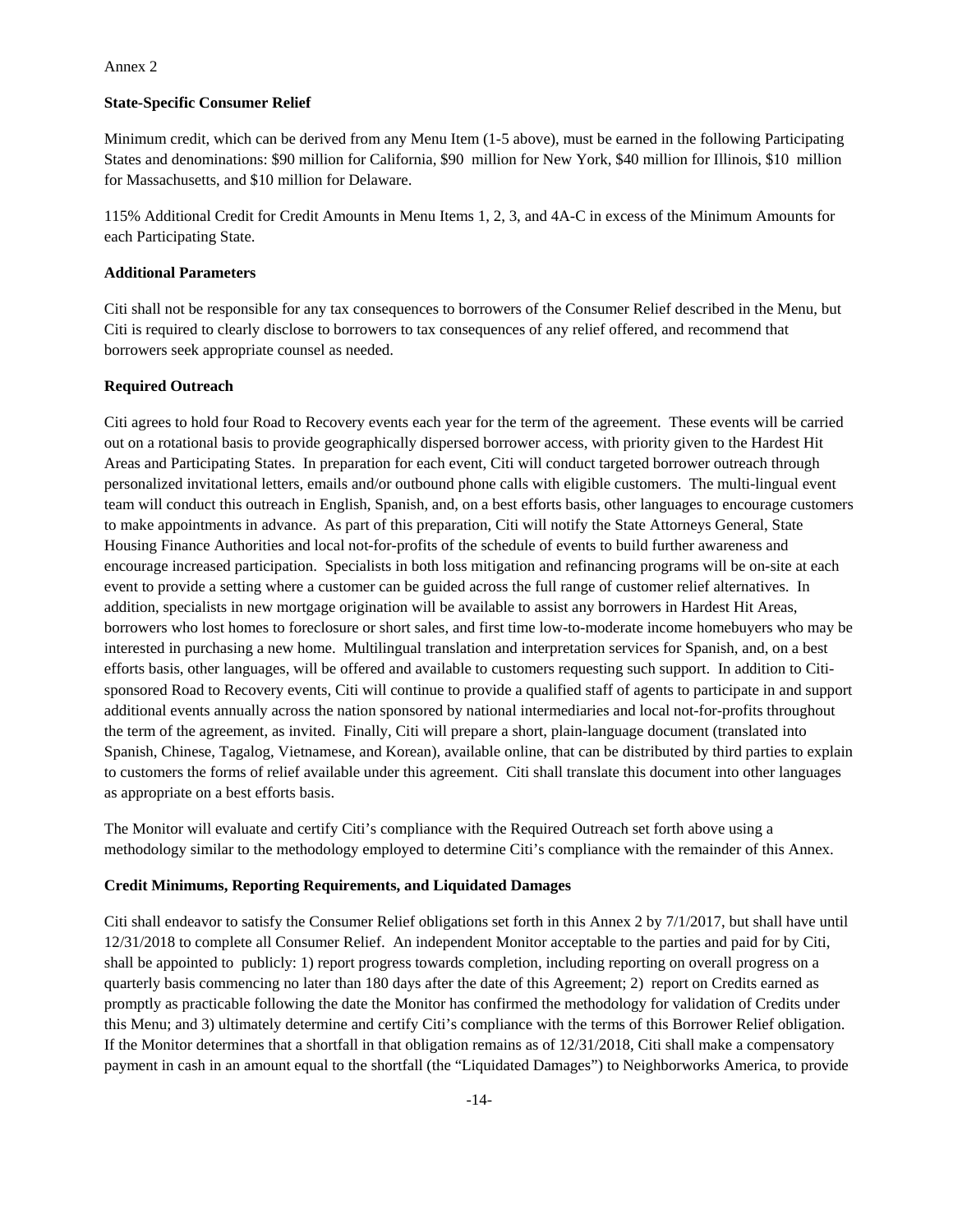Annex 2

**State-Specific Consumer Relief**

Minimum credit, which can be derived from any Menu Item (1-5 above), must be earned in the following Participating States and denominations: $90 million for California, $90 million for New York, $40 million for Illinois, $10 million for Massachusetts, and $10 million for Delaware.

115% Additional Credit for Credit Amounts in Menu Items 1, 2, 3, and 4A-C in excess of the Minimum Amounts for each Participating State.

**Additional Parameters**

Citi shall not be responsible for any tax consequences to borrowers of the Consumer Relief described in the Menu, but Citi is required to clearly disclose to borrowers to tax consequences of any relief offered, and recommend that borrowers seek appropriate counsel as needed.

**Required Outreach**

Citi agrees to hold four Road to Recovery events each year for the term of the agreement. These events will be carried out on a rotational basis to provide geographically dispersed borrower access, with priority given to the Hardest Hit Areas and Participating States. In preparation for each event, Citi will conduct targeted borrower outreach through personalized invitational letters, emails and/or outbound phone calls with eligible customers. The multi-lingual event team will conduct this outreach in English, Spanish, and, on a best efforts basis, other languages to encourage customers to make appointments in advance. As part of this preparation, Citi will notify the State Attorneys General, State Housing Finance Authorities and local not-for-profits of the schedule of events to build further awareness and encourage increased participation. Specialists in both loss mitigation and refinancing programs will be on-site at each event to provide a setting where a customer can be guided across the full range of customer relief alternatives. In addition, specialists in new mortgage origination will be available to assist any borrowers in Hardest Hit Areas, borrowers who lost homes to foreclosure or short sales, and first time low-to-moderate income homebuyers who may be interested in purchasing a new home. Multilingual translation and interpretation services for Spanish, and, on a best efforts basis, other languages, will be offered and available to customers requesting such support. In addition to Citi-sponsored Road to Recovery events, Citi will continue to provide a qualified staff of agents to participate in and support additional events annually across the nation sponsored by national intermediaries and local not-for-profits throughout the term of the agreement, as invited. Finally, Citi will prepare a short, plain-language document (translated into Spanish, Chinese, Tagalog, Vietnamese, and Korean), available online, that can be distributed by third parties to explain to customers the forms of relief available under this agreement. Citi shall translate this document into other languages as appropriate on a best efforts basis.

The Monitor will evaluate and certify Citi's compliance with the Required Outreach set forth above using a methodology similar to the methodology employed to determine Citi's compliance with the remainder of this Annex.

**Credit Minimums, Reporting Requirements, and Liquidated Damages**

Citi shall endeavor to satisfy the Consumer Relief obligations set forth in this Annex 2 by 7/1/2017, but shall have until 12/31/2018 to complete all Consumer Relief. An independent Monitor acceptable to the parties and paid for by Citi, shall be appointed to publicly: 1) report progress towards completion, including reporting on overall progress on a quarterly basis commencing no later than 180 days after the date of this Agreement; 2) report on Credits earned as promptly as practicable following the date the Monitor has confirmed the methodology for validation of Credits under this Menu; and 3) ultimately determine and certify Citi's compliance with the terms of this Borrower Relief obligation. If the Monitor determines that a shortfall in that obligation remains as of 12/31/2018, Citi shall make a compensatory payment in cash in an amount equal to the shortfall (the "Liquidated Damages") to Neighborworks America, to provide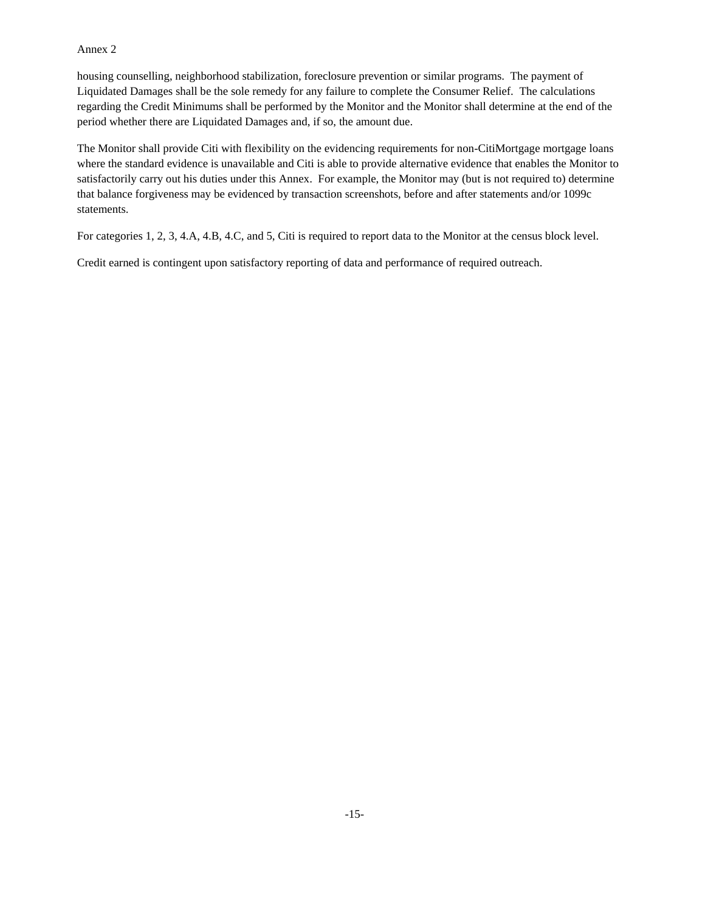housing counselling, neighborhood stabilization, foreclosure prevention or similar programs. The payment of Liquidated Damages shall be the sole remedy for any failure to complete the Consumer Relief. The calculations regarding the Credit Minimums shall be performed by the Monitor and the Monitor shall determine at the end of the period whether there are Liquidated Damages and, if so, the amount due.

The Monitor shall provide Citi with flexibility on the evidencing requirements for non-CitiMortgage mortgage loans where the standard evidence is unavailable and Citi is able to provide alternative evidence that enables the Monitor to satisfactorily carry out his duties under this Annex. For example, the Monitor may (but is not required to) determine that balance forgiveness may be evidenced by transaction screenshots, before and after statements and/or 1099c statements.

For categories 1, 2, 3, 4.A, 4.B, 4.C, and 5, Citi is required to report data to the Monitor at the census block level.

Credit earned is contingent upon satisfactory reporting of data and performance of required outreach.